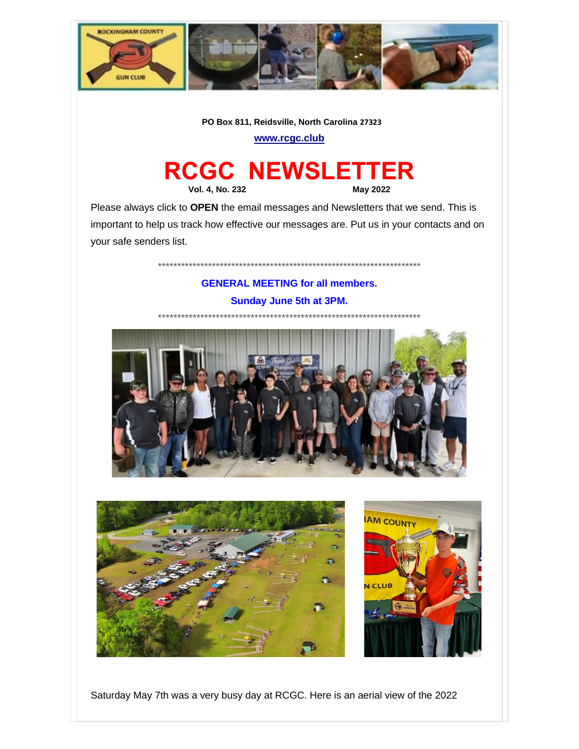PO Box 811, Reidsville, North Carolina 27323

[www.rcgc.club](http://www.rcgc.club)

# RCGC NEWSLETTER

**Vol. 4, No. 232** **May 2022**

Please always click to **OPEN** the email messages and Newsletters that we send. This is important to help us track how effective our messages are. Put us in your contacts and on your safe senders list.

*************************************************************************

**GENERAL MEETING for all members.**

**Sunday June 5th at 3PM.**

*************************************************************************

Saturday May 7th was a very busy day at RCGC. Here is an aerial view of the 2022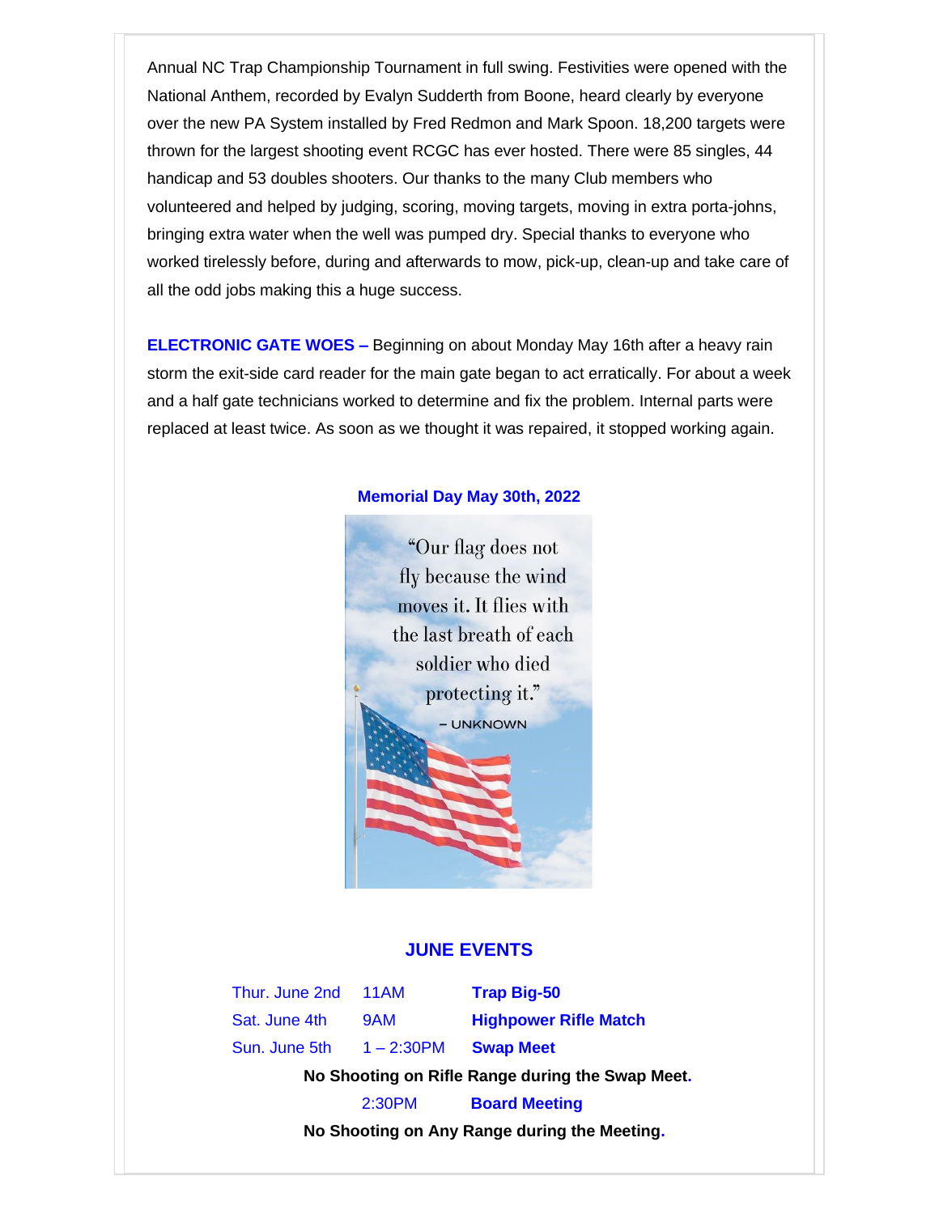Annual NC Trap Championship Tournament in full swing. Festivities were opened with the National Anthem, recorded by Evalyn Sudderth from Boone, heard clearly by everyone over the new PA System installed by Fred Redmon and Mark Spoon. 18,200 targets were thrown for the largest shooting event RCGC has ever hosted. There were 85 singles, 44 handicap and 53 doubles shooters. Our thanks to the many Club members who volunteered and helped by judging, scoring, moving targets, moving in extra porta-johns, bringing extra water when the well was pumped dry. Special thanks to everyone who worked tirelessly before, during and afterwards to mow, pick-up, clean-up and take care of all the odd jobs making this a huge success.

**ELECTRONIC GATE WOES –** Beginning on about Monday May 16th after a heavy rain storm the exit-side card reader for the main gate began to act erratically. For about a week and a half gate technicians worked to determine and fix the problem. Internal parts were replaced at least twice. As soon as we thought it was repaired, it stopped working again.

**Memorial Day May 30th, 2022**

"Our flag does not fly because the wind moves it. It flies with the last breath of each soldier who died protecting it."

– UNKNOWN

## JUNE EVENTS

| | | |
|---|---|---|
| Thur. June 2nd | 11AM | **Trap Big-50** |
| Sat. June 4th | 9AM | **Highpower Rifle Match** |
| Sun. June 5th | 1 – 2:30PM | **Swap Meet** |

**No Shooting on Rifle Range during the Swap Meet.**

| | |
|---|---|
| 2:30PM | **Board Meeting** |

**No Shooting on Any Range during the Meeting.**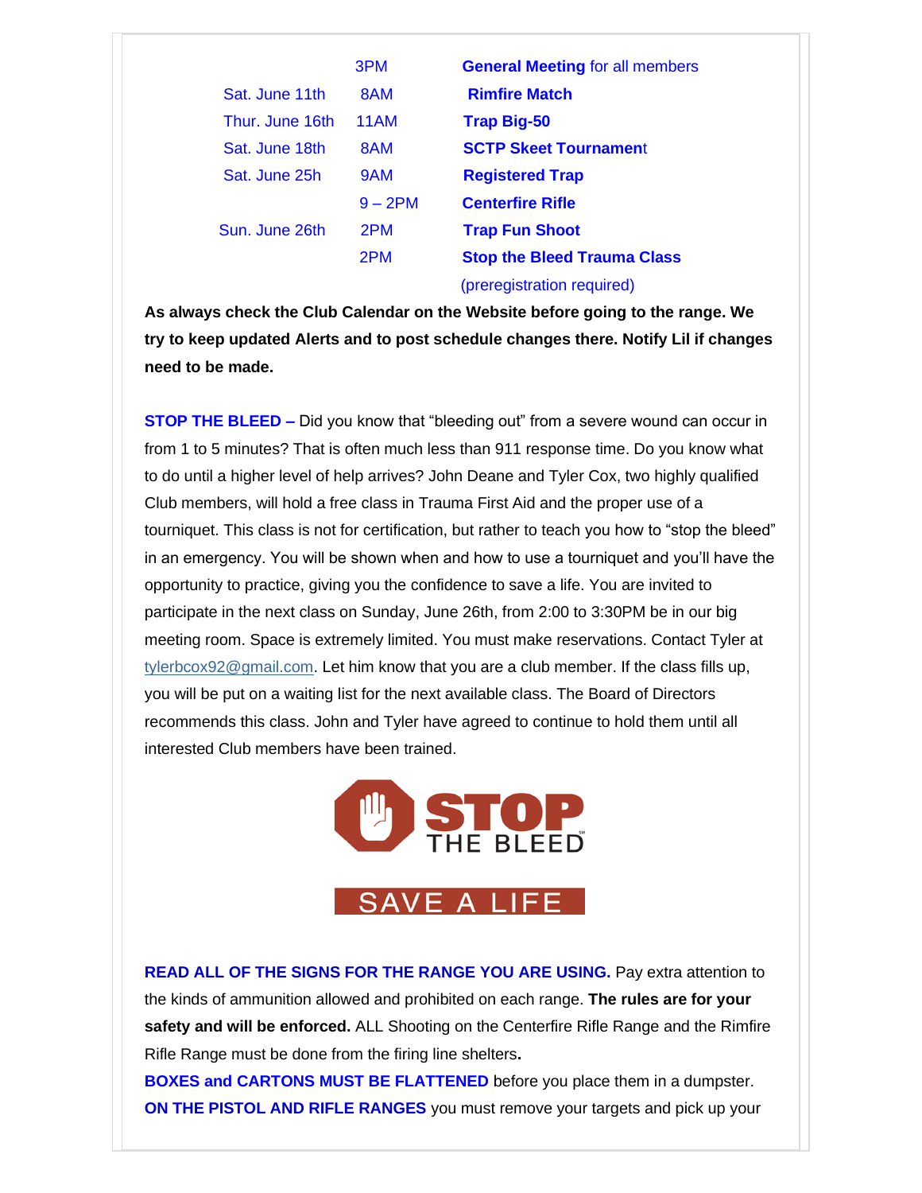| | | |
|---|---|---|
| | 3PM | **General Meeting** for all members |
| Sat. June 11th | 8AM | **Rimfire Match** |
| Thur. June 16th | 11AM | **Trap Big-50** |
| Sat. June 18th | 8AM | **SCTP Skeet Tournament** |
| Sat. June 25h | 9AM | **Registered Trap** |
| | 9 – 2PM | **Centerfire Rifle** |
| Sun. June 26th | 2PM | **Trap Fun Shoot** |
| | 2PM | **Stop the Bleed Trauma Class** (preregistration required) |

**As always check the Club Calendar on the Website before going to the range. We try to keep updated Alerts and to post schedule changes there. Notify Lil if changes need to be made.**

**STOP THE BLEED –** Did you know that "bleeding out" from a severe wound can occur in from 1 to 5 minutes? That is often much less than 911 response time. Do you know what to do until a higher level of help arrives? John Deane and Tyler Cox, two highly qualified Club members, will hold a free class in Trauma First Aid and the proper use of a tourniquet. This class is not for certification, but rather to teach you how to "stop the bleed" in an emergency. You will be shown when and how to use a tourniquet and you'll have the opportunity to practice, giving you the confidence to save a life. You are invited to participate in the next class on Sunday, June 26th, from 2:00 to 3:30PM be in our big meeting room. Space is extremely limited. You must make reservations. Contact Tyler at tylerbcox92@gmail.com. Let him know that you are a club member. If the class fills up, you will be put on a waiting list for the next available class. The Board of Directors recommends this class. John and Tyler have agreed to continue to hold them until all interested Club members have been trained.

STOP THE BLEED

SAVE A LIFE

**READ ALL OF THE SIGNS FOR THE RANGE YOU ARE USING.** Pay extra attention to the kinds of ammunition allowed and prohibited on each range. **The rules are for your safety and will be enforced.** ALL Shooting on the Centerfire Rifle Range and the Rimfire Rifle Range must be done from the firing line shelters**.**

**BOXES and CARTONS MUST BE FLATTENED** before you place them in a dumpster.

**ON THE PISTOL AND RIFLE RANGES** you must remove your targets and pick up your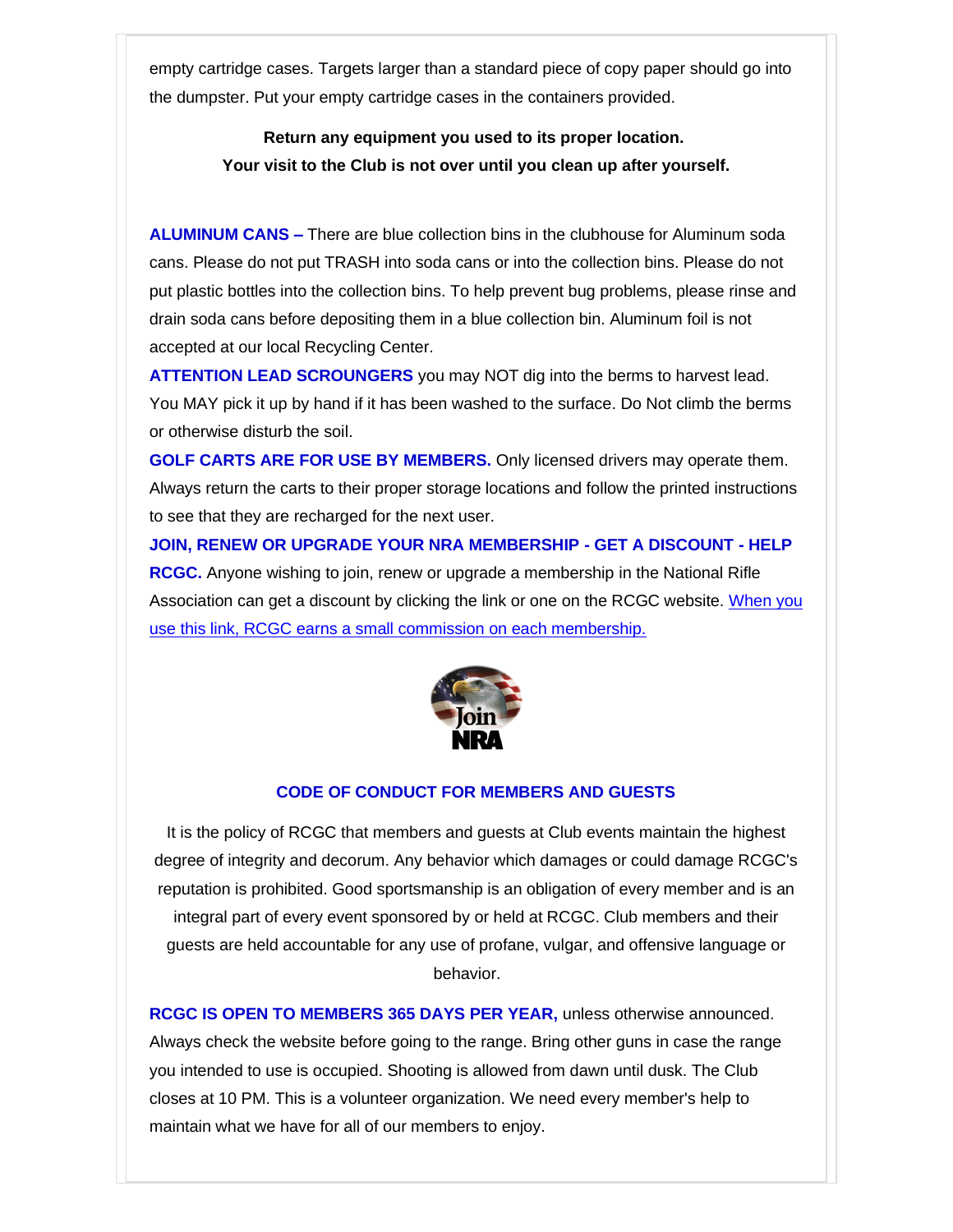empty cartridge cases. Targets larger than a standard piece of copy paper should go into the dumpster. Put your empty cartridge cases in the containers provided.

**Return any equipment you used to its proper location.**
**Your visit to the Club is not over until you clean up after yourself.**

**ALUMINUM CANS –** There are blue collection bins in the clubhouse for Aluminum soda cans. Please do not put TRASH into soda cans or into the collection bins. Please do not put plastic bottles into the collection bins. To help prevent bug problems, please rinse and drain soda cans before depositing them in a blue collection bin. Aluminum foil is not accepted at our local Recycling Center.

**ATTENTION LEAD SCROUNGERS** you may NOT dig into the berms to harvest lead. You MAY pick it up by hand if it has been washed to the surface. Do Not climb the berms or otherwise disturb the soil.

**GOLF CARTS ARE FOR USE BY MEMBERS.** Only licensed drivers may operate them. Always return the carts to their proper storage locations and follow the printed instructions to see that they are recharged for the next user.

**JOIN, RENEW OR UPGRADE YOUR NRA MEMBERSHIP - GET A DISCOUNT - HELP RCGC.** Anyone wishing to join, renew or upgrade a membership in the National Rifle Association can get a discount by clicking the link or one on the RCGC website. When you use this link, RCGC earns a small commission on each membership.

## CODE OF CONDUCT FOR MEMBERS AND GUESTS

It is the policy of RCGC that members and guests at Club events maintain the highest degree of integrity and decorum. Any behavior which damages or could damage RCGC's reputation is prohibited. Good sportsmanship is an obligation of every member and is an integral part of every event sponsored by or held at RCGC. Club members and their guests are held accountable for any use of profane, vulgar, and offensive language or behavior.

**RCGC IS OPEN TO MEMBERS 365 DAYS PER YEAR,** unless otherwise announced. Always check the website before going to the range. Bring other guns in case the range you intended to use is occupied. Shooting is allowed from dawn until dusk. The Club closes at 10 PM. This is a volunteer organization. We need every member's help to maintain what we have for all of our members to enjoy.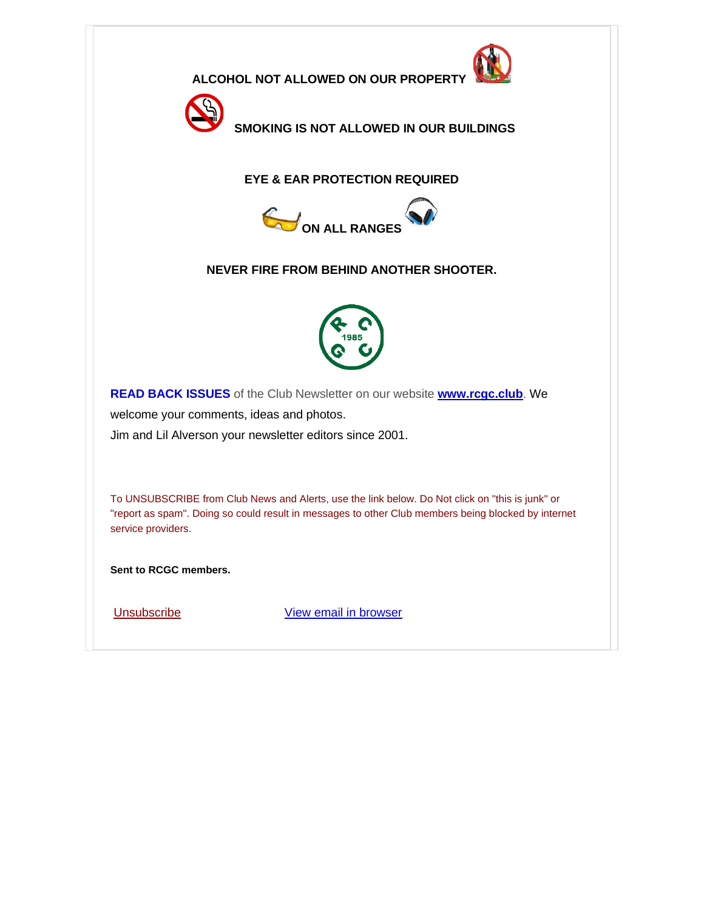**ALCOHOL NOT ALLOWED ON OUR PROPERTY**

**SMOKING IS NOT ALLOWED IN OUR BUILDINGS**

**EYE & EAR PROTECTION REQUIRED**

**ON ALL RANGES**

**NEVER FIRE FROM BEHIND ANOTHER SHOOTER.**

RCGC 1985

**READ BACK ISSUES** of the Club Newsletter on our website **www.rcgc.club**. We welcome your comments, ideas and photos.

Jim and Lil Alverson your newsletter editors since 2001.

To UNSUBSCRIBE from Club News and Alerts, use the link below. Do Not click on "this is junk" or "report as spam". Doing so could result in messages to other Club members being blocked by internet service providers.

**Sent to RCGC members.**

Unsubscribe

View email in browser